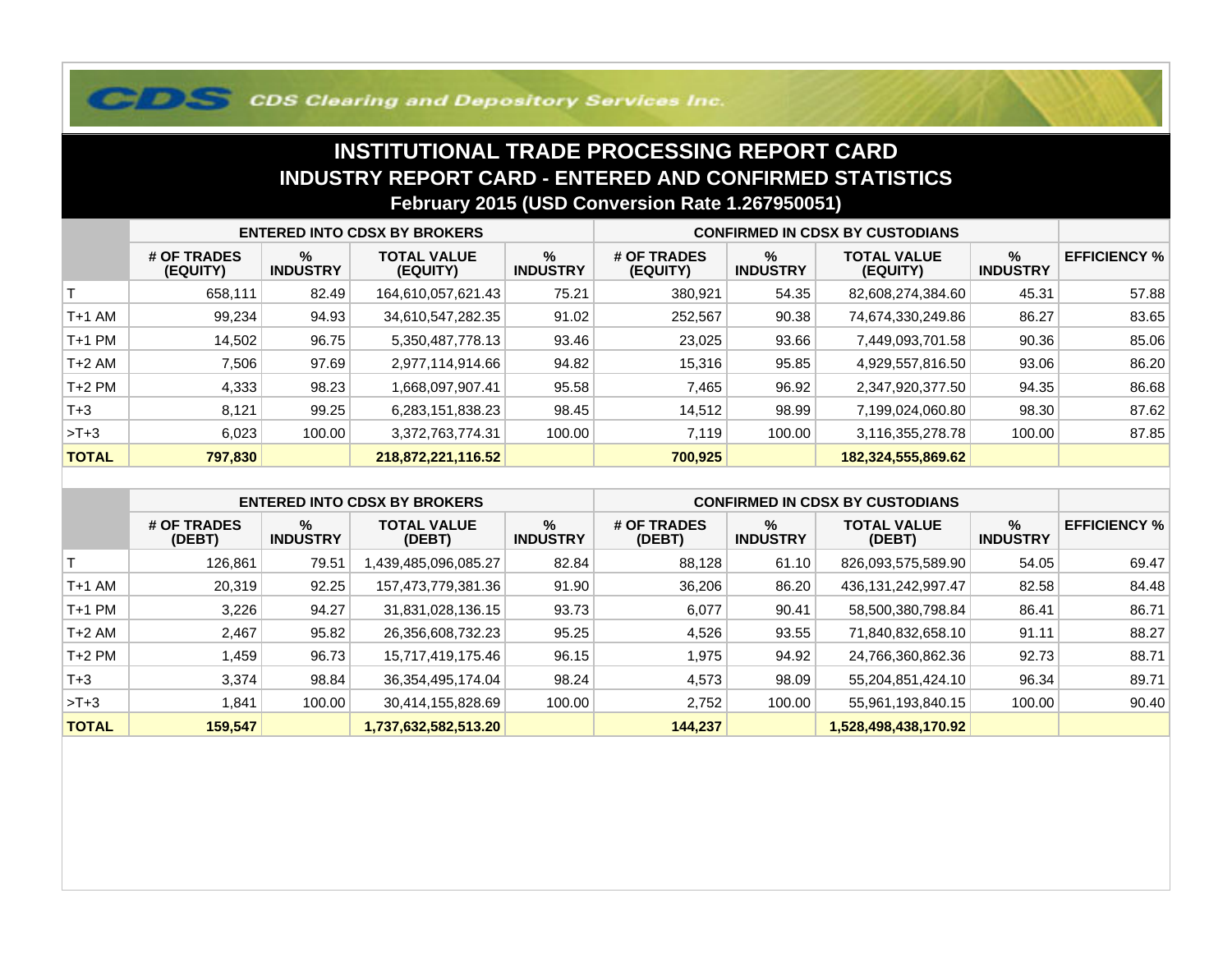CDS Clearing and Depository Services Inc.

# INSTITUTIONAL TRADE PROCESSING REPORT CARD

## INDUSTRY REPORT CARD - ENTERED AND CONFIRMED STATISTICS

### February 2015 (USD Conversion Rate 1.267950051)

| | ENTERED INTO CDSX BY BROKERS | | | | CONFIRMED IN CDSX BY CUSTODIANS | | | | |
|---|---|---|---|---|---|---|---|---|---|
| | # OF TRADES (EQUITY) | % INDUSTRY | TOTAL VALUE (EQUITY) | % INDUSTRY | # OF TRADES (EQUITY) | % INDUSTRY | TOTAL VALUE (EQUITY) | % INDUSTRY | EFFICIENCY % |
| T | 658,111 | 82.49 | 164,610,057,621.43 | 75.21 | 380,921 | 54.35 | 82,608,274,384.60 | 45.31 | 57.88 |
| T+1 AM | 99,234 | 94.93 | 34,610,547,282.35 | 91.02 | 252,567 | 90.38 | 74,674,330,249.86 | 86.27 | 83.65 |
| T+1 PM | 14,502 | 96.75 | 5,350,487,778.13 | 93.46 | 23,025 | 93.66 | 7,449,093,701.58 | 90.36 | 85.06 |
| T+2 AM | 7,506 | 97.69 | 2,977,114,914.66 | 94.82 | 15,316 | 95.85 | 4,929,557,816.50 | 93.06 | 86.20 |
| T+2 PM | 4,333 | 98.23 | 1,668,097,907.41 | 95.58 | 7,465 | 96.92 | 2,347,920,377.50 | 94.35 | 86.68 |
| T+3 | 8,121 | 99.25 | 6,283,151,838.23 | 98.45 | 14,512 | 98.99 | 7,199,024,060.80 | 98.30 | 87.62 |
| >T+3 | 6,023 | 100.00 | 3,372,763,774.31 | 100.00 | 7,119 | 100.00 | 3,116,355,278.78 | 100.00 | 87.85 |
| **TOTAL** | **797,830** | | **218,872,221,116.52** | | **700,925** | | **182,324,555,869.62** | | |

| | ENTERED INTO CDSX BY BROKERS | | | | CONFIRMED IN CDSX BY CUSTODIANS | | | | |
|---|---|---|---|---|---|---|---|---|---|
| | # OF TRADES (DEBT) | % INDUSTRY | TOTAL VALUE (DEBT) | % INDUSTRY | # OF TRADES (DEBT) | % INDUSTRY | TOTAL VALUE (DEBT) | % INDUSTRY | EFFICIENCY % |
| T | 126,861 | 79.51 | 1,439,485,096,085.27 | 82.84 | 88,128 | 61.10 | 826,093,575,589.90 | 54.05 | 69.47 |
| T+1 AM | 20,319 | 92.25 | 157,473,779,381.36 | 91.90 | 36,206 | 86.20 | 436,131,242,997.47 | 82.58 | 84.48 |
| T+1 PM | 3,226 | 94.27 | 31,831,028,136.15 | 93.73 | 6,077 | 90.41 | 58,500,380,798.84 | 86.41 | 86.71 |
| T+2 AM | 2,467 | 95.82 | 26,356,608,732.23 | 95.25 | 4,526 | 93.55 | 71,840,832,658.10 | 91.11 | 88.27 |
| T+2 PM | 1,459 | 96.73 | 15,717,419,175.46 | 96.15 | 1,975 | 94.92 | 24,766,360,862.36 | 92.73 | 88.71 |
| T+3 | 3,374 | 98.84 | 36,354,495,174.04 | 98.24 | 4,573 | 98.09 | 55,204,851,424.10 | 96.34 | 89.71 |
| >T+3 | 1,841 | 100.00 | 30,414,155,828.69 | 100.00 | 2,752 | 100.00 | 55,961,193,840.15 | 100.00 | 90.40 |
| **TOTAL** | **159,547** | | **1,737,632,582,513.20** | | **144,237** | | **1,528,498,438,170.92** | | |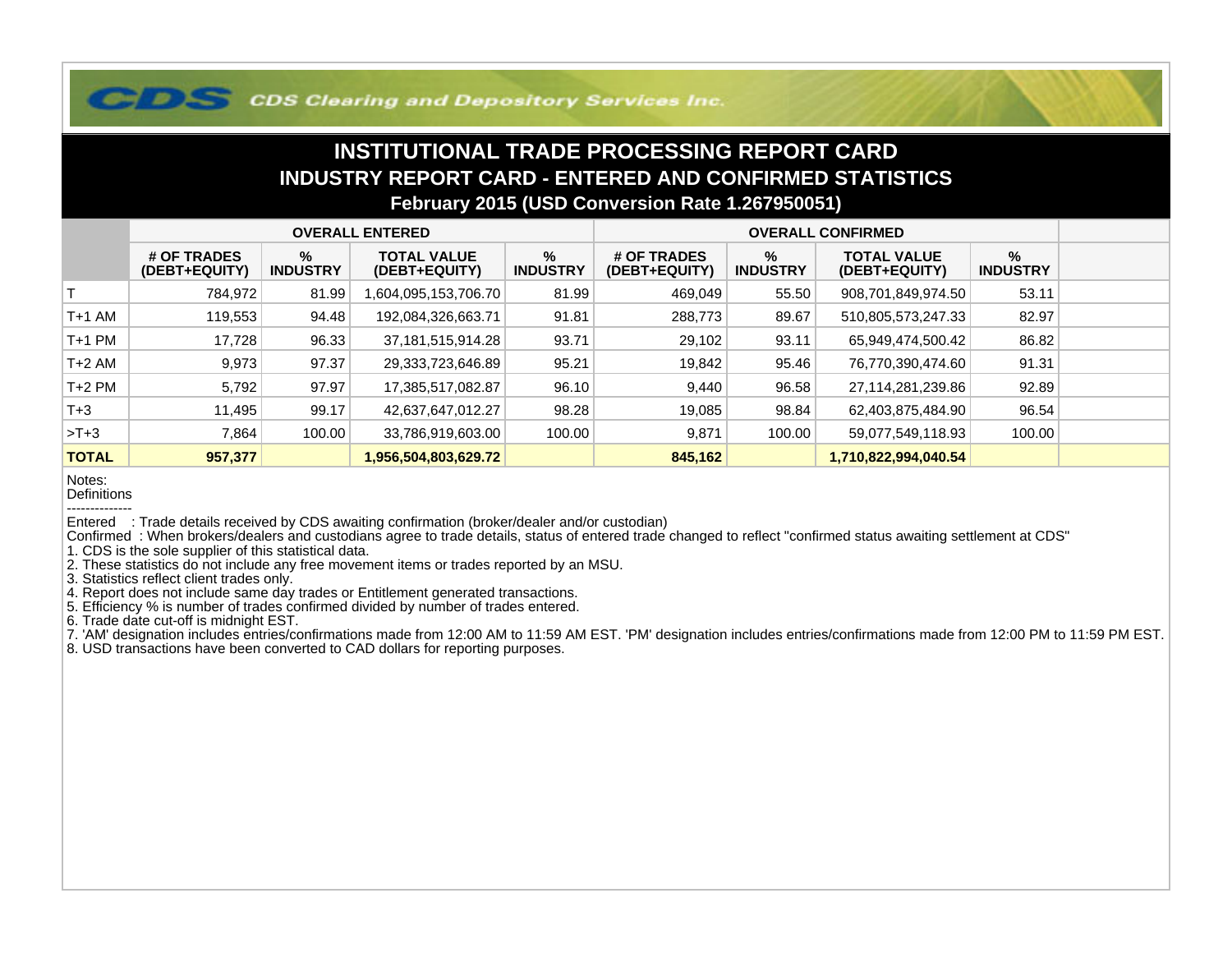CDS Clearing and Depository Services Inc.

# INSTITUTIONAL TRADE PROCESSING REPORT CARD

## INDUSTRY REPORT CARD - ENTERED AND CONFIRMED STATISTICS

### February 2015 (USD Conversion Rate 1.267950051)

| | OVERALL ENTERED | | | | OVERALL CONFIRMED | | | | |
|---|---|---|---|---|---|---|---|---|---|
| | # OF TRADES (DEBT+EQUITY) | % INDUSTRY | TOTAL VALUE (DEBT+EQUITY) | % INDUSTRY | # OF TRADES (DEBT+EQUITY) | % INDUSTRY | TOTAL VALUE (DEBT+EQUITY) | % INDUSTRY | |
| T | 784,972 | 81.99 | 1,604,095,153,706.70 | 81.99 | 469,049 | 55.50 | 908,701,849,974.50 | 53.11 | |
| T+1 AM | 119,553 | 94.48 | 192,084,326,663.71 | 91.81 | 288,773 | 89.67 | 510,805,573,247.33 | 82.97 | |
| T+1 PM | 17,728 | 96.33 | 37,181,515,914.28 | 93.71 | 29,102 | 93.11 | 65,949,474,500.42 | 86.82 | |
| T+2 AM | 9,973 | 97.37 | 29,333,723,646.89 | 95.21 | 19,842 | 95.46 | 76,770,390,474.60 | 91.31 | |
| T+2 PM | 5,792 | 97.97 | 17,385,517,082.87 | 96.10 | 9,440 | 96.58 | 27,114,281,239.86 | 92.89 | |
| T+3 | 11,495 | 99.17 | 42,637,647,012.27 | 98.28 | 19,085 | 98.84 | 62,403,875,484.90 | 96.54 | |
| >T+3 | 7,864 | 100.00 | 33,786,919,603.00 | 100.00 | 9,871 | 100.00 | 59,077,549,118.93 | 100.00 | |
| **TOTAL** | **957,377** | | **1,956,504,803,629.72** | | **845,162** | | **1,710,822,994,040.54** | | |

Notes:
Definitions
--------------
Entered : Trade details received by CDS awaiting confirmation (broker/dealer and/or custodian)
Confirmed : When brokers/dealers and custodians agree to trade details, status of entered trade changed to reflect "confirmed status awaiting settlement at CDS"

1. CDS is the sole supplier of this statistical data.
2. These statistics do not include any free movement items or trades reported by an MSU.
3. Statistics reflect client trades only.
4. Report does not include same day trades or Entitlement generated transactions.
5. Efficiency % is number of trades confirmed divided by number of trades entered.
6. Trade date cut-off is midnight EST.
7. 'AM' designation includes entries/confirmations made from 12:00 AM to 11:59 AM EST. 'PM' designation includes entries/confirmations made from 12:00 PM to 11:59 PM EST.
8. USD transactions have been converted to CAD dollars for reporting purposes.